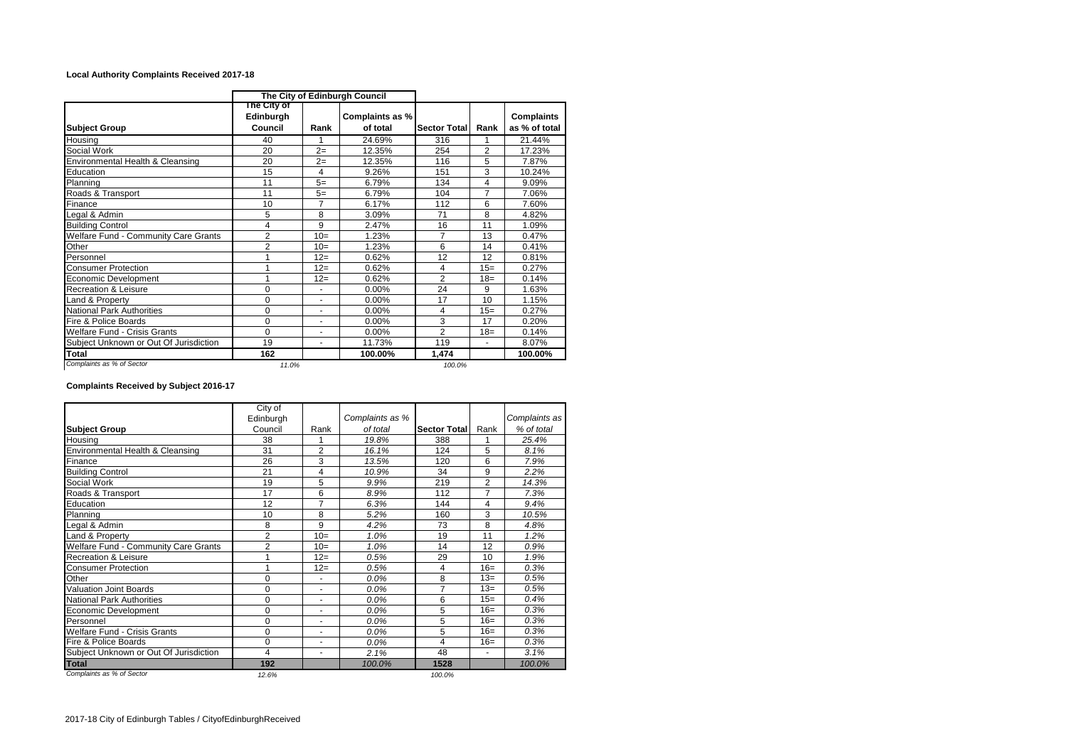**Local Authority Complaints Received 2017-18**

| | The City of Edinburgh Council | | | | | |
|---|---|---|---|---|---|---|
| **Subject Group** | **The City of Edinburgh Council** | **Rank** | **Complaints as % of total** | **Sector Total** | **Rank** | **Complaints as % of total** |
| Housing | 40 | 1 | 24.69% | 316 | 1 | 21.44% |
| Social Work | 20 | 2= | 12.35% | 254 | 2 | 17.23% |
| Environmental Health & Cleansing | 20 | 2= | 12.35% | 116 | 5 | 7.87% |
| Education | 15 | 4 | 9.26% | 151 | 3 | 10.24% |
| Planning | 11 | 5= | 6.79% | 134 | 4 | 9.09% |
| Roads & Transport | 11 | 5= | 6.79% | 104 | 7 | 7.06% |
| Finance | 10 | 7 | 6.17% | 112 | 6 | 7.60% |
| Legal & Admin | 5 | 8 | 3.09% | 71 | 8 | 4.82% |
| Building Control | 4 | 9 | 2.47% | 16 | 11 | 1.09% |
| Welfare Fund - Community Care Grants | 2 | 10= | 1.23% | 7 | 13 | 0.47% |
| Other | 2 | 10= | 1.23% | 6 | 14 | 0.41% |
| Personnel | 1 | 12= | 0.62% | 12 | 12 | 0.81% |
| Consumer Protection | 1 | 12= | 0.62% | 4 | 15= | 0.27% |
| Economic Development | 1 | 12= | 0.62% | 2 | 18= | 0.14% |
| Recreation & Leisure | 0 | - | 0.00% | 24 | 9 | 1.63% |
| Land & Property | 0 | - | 0.00% | 17 | 10 | 1.15% |
| National Park Authorities | 0 | - | 0.00% | 4 | 15= | 0.27% |
| Fire & Police Boards | 0 | - | 0.00% | 3 | 17 | 0.20% |
| Welfare Fund - Crisis Grants | 0 | - | 0.00% | 2 | 18= | 0.14% |
| Subject Unknown or Out Of Jurisdiction | 19 | - | 11.73% | 119 | - | 8.07% |
| **Total** | **162** | | **100.00%** | **1,474** | | **100.00%** |
| *Complaints as % of Sector* | *11.0%* | | | *100.0%* | | |

**Complaints Received by Subject 2016-17**

| **Subject Group** | City of Edinburgh Council | Rank | *Complaints as % of total* | **Sector Total** | Rank | *Complaints as % of total* |
|---|---|---|---|---|---|---|
| Housing | 38 | 1 | *19.8%* | 388 | 1 | *25.4%* |
| Environmental Health & Cleansing | 31 | 2 | *16.1%* | 124 | 5 | *8.1%* |
| Finance | 26 | 3 | *13.5%* | 120 | 6 | *7.9%* |
| Building Control | 21 | 4 | *10.9%* | 34 | 9 | *2.2%* |
| Social Work | 19 | 5 | *9.9%* | 219 | 2 | *14.3%* |
| Roads & Transport | 17 | 6 | *8.9%* | 112 | 7 | *7.3%* |
| Education | 12 | 7 | *6.3%* | 144 | 4 | *9.4%* |
| Planning | 10 | 8 | *5.2%* | 160 | 3 | *10.5%* |
| Legal & Admin | 8 | 9 | *4.2%* | 73 | 8 | *4.8%* |
| Land & Property | 2 | 10= | *1.0%* | 19 | 11 | *1.2%* |
| Welfare Fund - Community Care Grants | 2 | 10= | *1.0%* | 14 | 12 | *0.9%* |
| Recreation & Leisure | 1 | 12= | *0.5%* | 29 | 10 | *1.9%* |
| Consumer Protection | 1 | 12= | *0.5%* | 4 | 16= | *0.3%* |
| Other | 0 | - | *0.0%* | 8 | 13= | *0.5%* |
| Valuation Joint Boards | 0 | - | *0.0%* | 7 | 13= | *0.5%* |
| National Park Authorities | 0 | - | *0.0%* | 6 | 15= | *0.4%* |
| Economic Development | 0 | - | *0.0%* | 5 | 16= | *0.3%* |
| Personnel | 0 | - | *0.0%* | 5 | 16= | *0.3%* |
| Welfare Fund - Crisis Grants | 0 | - | *0.0%* | 5 | 16= | *0.3%* |
| Fire & Police Boards | 0 | - | *0.0%* | 4 | 16= | *0.3%* |
| Subject Unknown or Out Of Jurisdiction | 4 | - | *2.1%* | 48 | - | *3.1%* |
| **Total** | **192** | | *100.0%* | **1528** | | *100.0%* |
| *Complaints as % of Sector* | *12.6%* | | | *100.0%* | | |

2017-18 City of Edinburgh Tables / CityofEdinburghReceived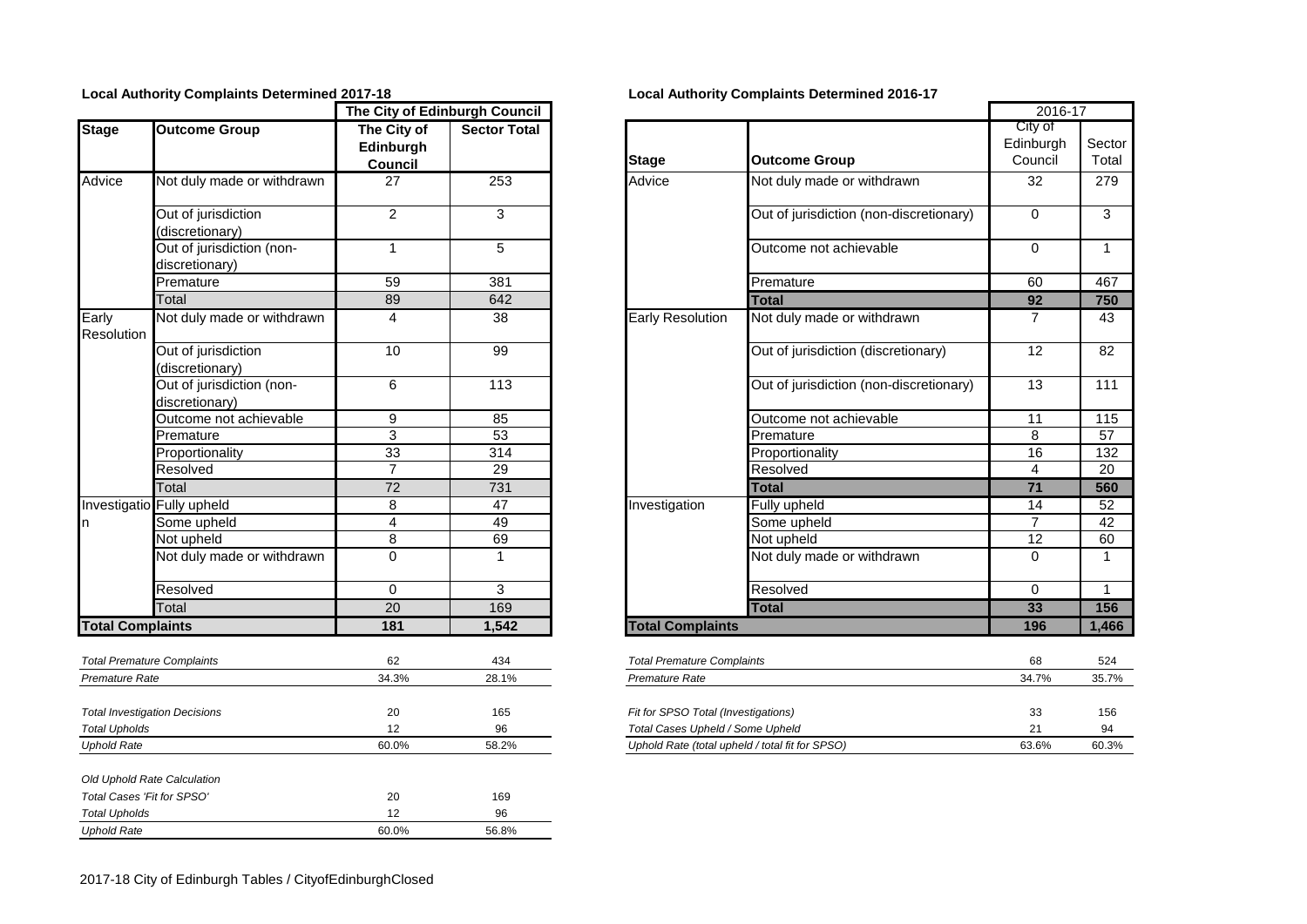## Local Authority Complaints Determined 2017-18

| Stage | Outcome Group | The City of Edinburgh Council | Sector Total |
|---|---|---|---|
| | | **The City of Edinburgh Council** | |
| Advice | Not duly made or withdrawn | 27 | 253 |
| | Out of jurisdiction (discretionary) | 2 | 3 |
| | Out of jurisdiction (non-discretionary) | 1 | 5 |
| | Premature | 59 | 381 |
| | Total | 89 | 642 |
| Early Resolution | Not duly made or withdrawn | 4 | 38 |
| | Out of jurisdiction (discretionary) | 10 | 99 |
| | Out of jurisdiction (non-discretionary) | 6 | 113 |
| | Outcome not achievable | 9 | 85 |
| | Premature | 3 | 53 |
| | Proportionality | 33 | 314 |
| | Resolved | 7 | 29 |
| | Total | 72 | 731 |
| Investigation | Fully upheld | 8 | 47 |
| | Some upheld | 4 | 49 |
| | Not upheld | 8 | 69 |
| | Not duly made or withdrawn | 0 | 1 |
| | Resolved | 0 | 3 |
| | Total | 20 | 169 |
| **Total Complaints** | | **181** | **1,542** |

| | The City of Edinburgh Council | Sector Total |
|---|---|---|
| *Total Premature Complaints* | 62 | 434 |
| *Premature Rate* | 34.3% | 28.1% |
| *Total Investigation Decisions* | 20 | 165 |
| *Total Upholds* | 12 | 96 |
| *Uphold Rate* | 60.0% | 58.2% |
| *Old Uphold Rate Calculation* | | |
| *Total Cases 'Fit for SPSO'* | 20 | 169 |
| *Total Upholds* | 12 | 96 |
| *Uphold Rate* | 60.0% | 56.8% |

## Local Authority Complaints Determined 2016-17

| Stage | Outcome Group | 2016-17 City of Edinburgh Council | Sector Total |
|---|---|---|---|
| Advice | Not duly made or withdrawn | 32 | 279 |
| | Out of jurisdiction (non-discretionary) | 0 | 3 |
| | Outcome not achievable | 0 | 1 |
| | Premature | 60 | 467 |
| | **Total** | **92** | **750** |
| Early Resolution | Not duly made or withdrawn | 7 | 43 |
| | Out of jurisdiction (discretionary) | 12 | 82 |
| | Out of jurisdiction (non-discretionary) | 13 | 111 |
| | Outcome not achievable | 11 | 115 |
| | Premature | 8 | 57 |
| | Proportionality | 16 | 132 |
| | Resolved | 4 | 20 |
| | **Total** | **71** | **560** |
| Investigation | Fully upheld | 14 | 52 |
| | Some upheld | 7 | 42 |
| | Not upheld | 12 | 60 |
| | Not duly made or withdrawn | 0 | 1 |
| | Resolved | 0 | 1 |
| | **Total** | **33** | **156** |
| **Total Complaints** | | **196** | **1,466** |

| | City of Edinburgh Council | Sector Total |
|---|---|---|
| *Total Premature Complaints* | 68 | 524 |
| *Premature Rate* | 34.7% | 35.7% |
| *Fit for SPSO Total (Investigations)* | 33 | 156 |
| *Total Cases Upheld / Some Upheld* | 21 | 94 |
| *Uphold Rate (total upheld / total fit for SPSO)* | 63.6% | 60.3% |

2017-18 City of Edinburgh Tables / CityofEdinburghClosed